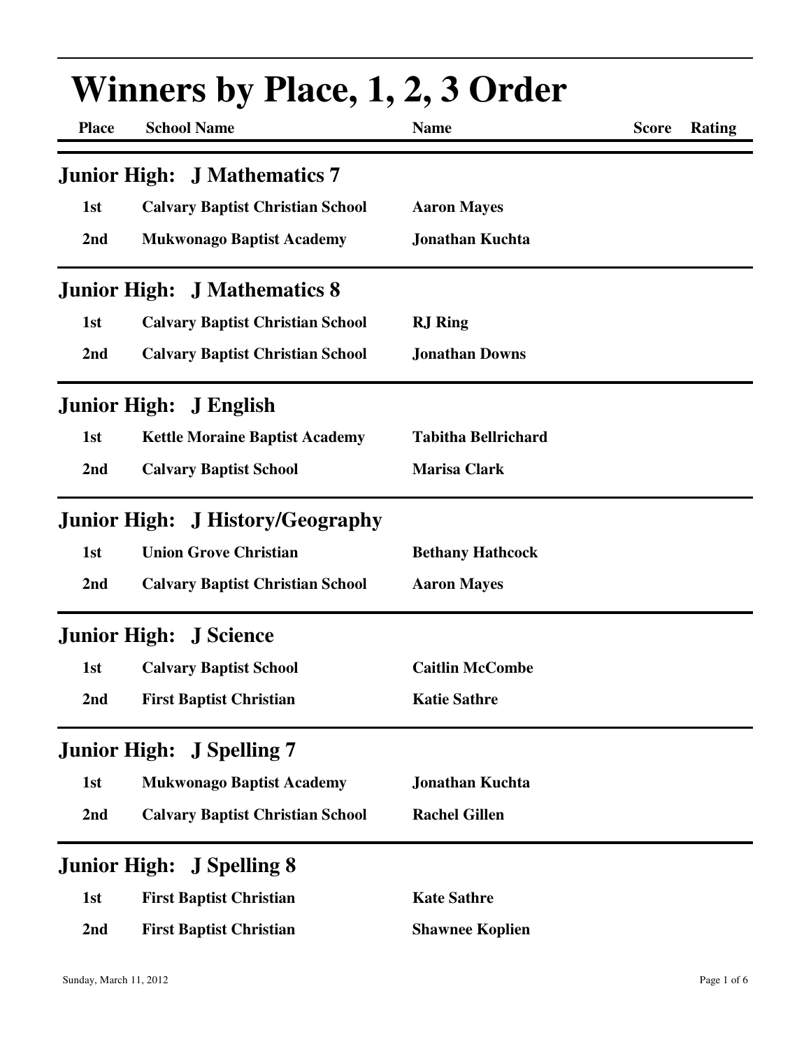# Winners by Place, 1, 2, 3 Order

| Place | School Name | Name | Score | Rating |
|---|---|---|---|---|

## Junior High: J Mathematics 7

| Place | School Name | Name | Score | Rating |
|---|---|---|---|---|
| 1st | Calvary Baptist Christian School | Aaron Mayes | | |
| 2nd | Mukwonago Baptist Academy | Jonathan Kuchta | | |

## Junior High: J Mathematics 8

| Place | School Name | Name | Score | Rating |
|---|---|---|---|---|
| 1st | Calvary Baptist Christian School | RJ Ring | | |
| 2nd | Calvary Baptist Christian School | Jonathan Downs | | |

## Junior High: J English

| Place | School Name | Name | Score | Rating |
|---|---|---|---|---|
| 1st | Kettle Moraine Baptist Academy | Tabitha Bellrichard | | |
| 2nd | Calvary Baptist School | Marisa Clark | | |

## Junior High: J History/Geography

| Place | School Name | Name | Score | Rating |
|---|---|---|---|---|
| 1st | Union Grove Christian | Bethany Hathcock | | |
| 2nd | Calvary Baptist Christian School | Aaron Mayes | | |

## Junior High: J Science

| Place | School Name | Name | Score | Rating |
|---|---|---|---|---|
| 1st | Calvary Baptist School | Caitlin McCombe | | |
| 2nd | First Baptist Christian | Katie Sathre | | |

## Junior High: J Spelling 7

| Place | School Name | Name | Score | Rating |
|---|---|---|---|---|
| 1st | Mukwonago Baptist Academy | Jonathan Kuchta | | |
| 2nd | Calvary Baptist Christian School | Rachel Gillen | | |

## Junior High: J Spelling 8

| Place | School Name | Name | Score | Rating |
|---|---|---|---|---|
| 1st | First Baptist Christian | Kate Sathre | | |
| 2nd | First Baptist Christian | Shawnee Koplien | | |

Sunday, March 11, 2012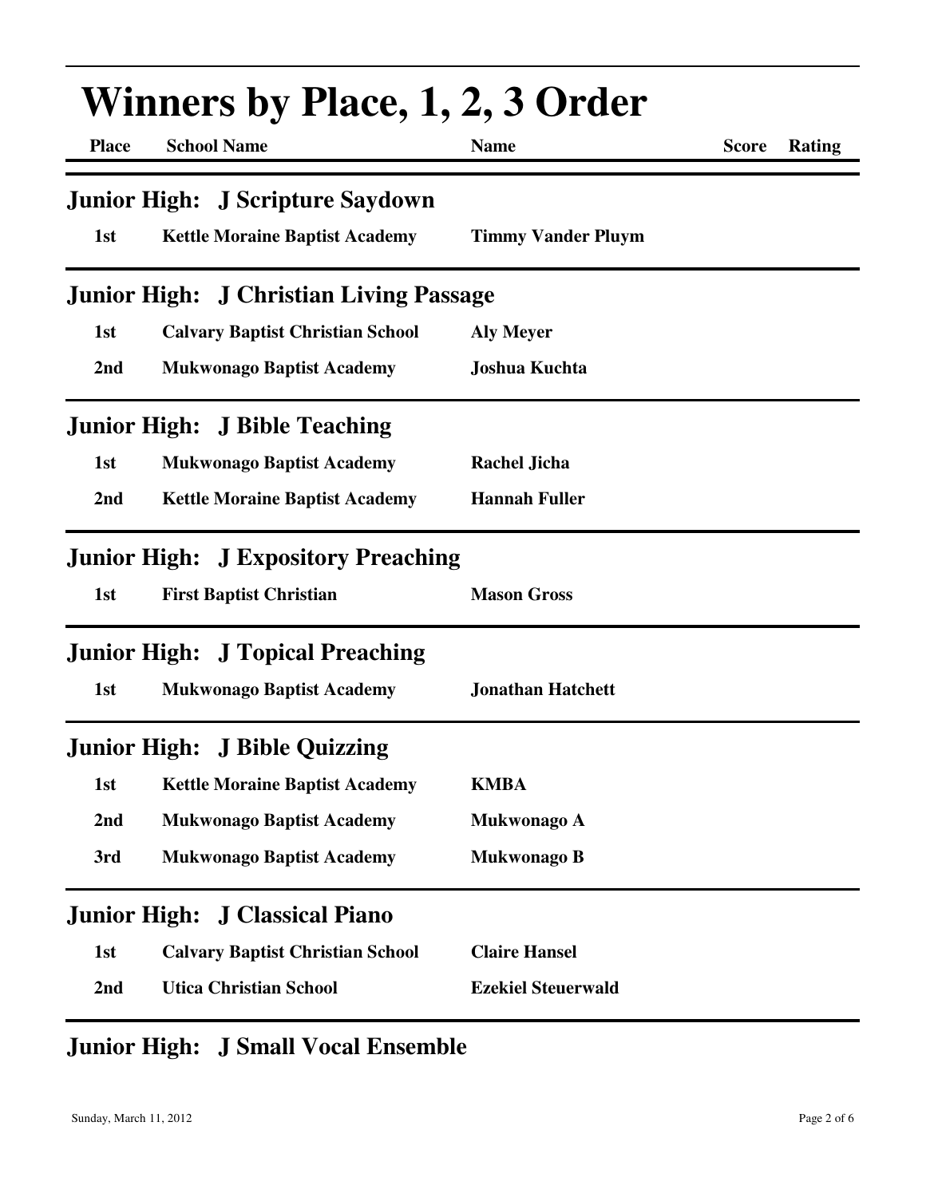# Winners by Place, 1, 2, 3 Order

| Place | School Name | Name | Score | Rating |
|---|---|---|---|---|

## Junior High: J Scripture Saydown

| Place | School Name | Name | Score | Rating |
|---|---|---|---|---|
| 1st | Kettle Moraine Baptist Academy | Timmy Vander Pluym | | |

## Junior High: J Christian Living Passage

| Place | School Name | Name | Score | Rating |
|---|---|---|---|---|
| 1st | Calvary Baptist Christian School | Aly Meyer | | |
| 2nd | Mukwonago Baptist Academy | Joshua Kuchta | | |

## Junior High: J Bible Teaching

| Place | School Name | Name | Score | Rating |
|---|---|---|---|---|
| 1st | Mukwonago Baptist Academy | Rachel Jicha | | |
| 2nd | Kettle Moraine Baptist Academy | Hannah Fuller | | |

## Junior High: J Expository Preaching

| Place | School Name | Name | Score | Rating |
|---|---|---|---|---|
| 1st | First Baptist Christian | Mason Gross | | |

## Junior High: J Topical Preaching

| Place | School Name | Name | Score | Rating |
|---|---|---|---|---|
| 1st | Mukwonago Baptist Academy | Jonathan Hatchett | | |

## Junior High: J Bible Quizzing

| Place | School Name | Name | Score | Rating |
|---|---|---|---|---|
| 1st | Kettle Moraine Baptist Academy | KMBA | | |
| 2nd | Mukwonago Baptist Academy | Mukwonago A | | |
| 3rd | Mukwonago Baptist Academy | Mukwonago B | | |

## Junior High: J Classical Piano

| Place | School Name | Name | Score | Rating |
|---|---|---|---|---|
| 1st | Calvary Baptist Christian School | Claire Hansel | | |
| 2nd | Utica Christian School | Ezekiel Steuerwald | | |

## Junior High: J Small Vocal Ensemble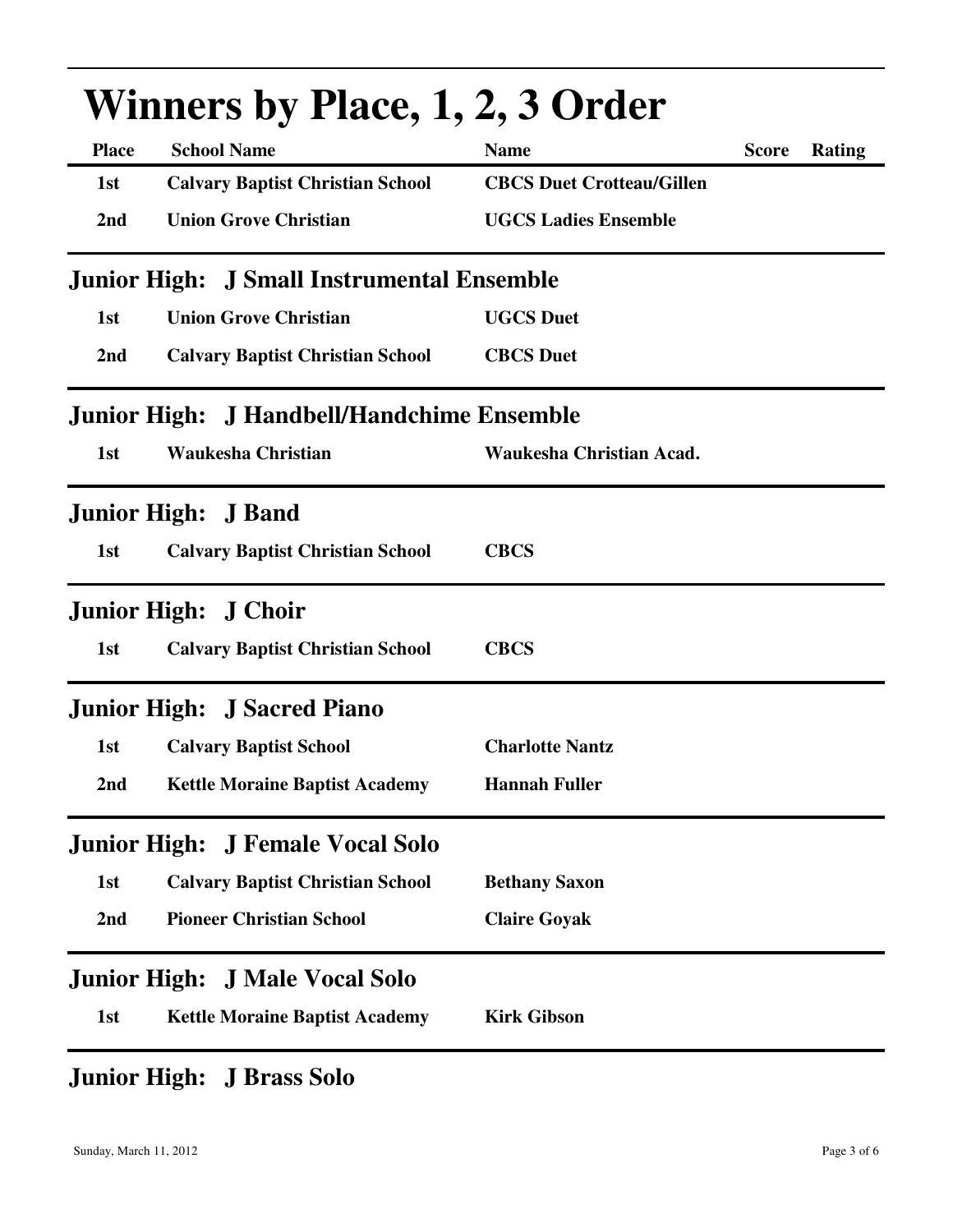# Winners by Place, 1, 2, 3 Order

| Place | School Name | Name | Score | Rating |
|---|---|---|---|---|
| 1st | Calvary Baptist Christian School | CBCS Duet Crotteau/Gillen | | |
| 2nd | Union Grove Christian | UGCS Ladies Ensemble | | |

## Junior High: J Small Instrumental Ensemble

| Place | School Name | Name | Score | Rating |
|---|---|---|---|---|
| 1st | Union Grove Christian | UGCS Duet | | |
| 2nd | Calvary Baptist Christian School | CBCS Duet | | |

## Junior High: J Handbell/Handchime Ensemble

| Place | School Name | Name | Score | Rating |
|---|---|---|---|---|
| 1st | Waukesha Christian | Waukesha Christian Acad. | | |

## Junior High: J Band

| Place | School Name | Name | Score | Rating |
|---|---|---|---|---|
| 1st | Calvary Baptist Christian School | CBCS | | |

## Junior High: J Choir

| Place | School Name | Name | Score | Rating |
|---|---|---|---|---|
| 1st | Calvary Baptist Christian School | CBCS | | |

## Junior High: J Sacred Piano

| Place | School Name | Name | Score | Rating |
|---|---|---|---|---|
| 1st | Calvary Baptist School | Charlotte Nantz | | |
| 2nd | Kettle Moraine Baptist Academy | Hannah Fuller | | |

## Junior High: J Female Vocal Solo

| Place | School Name | Name | Score | Rating |
|---|---|---|---|---|
| 1st | Calvary Baptist Christian School | Bethany Saxon | | |
| 2nd | Pioneer Christian School | Claire Goyak | | |

## Junior High: J Male Vocal Solo

| Place | School Name | Name | Score | Rating |
|---|---|---|---|---|
| 1st | Kettle Moraine Baptist Academy | Kirk Gibson | | |

## Junior High: J Brass Solo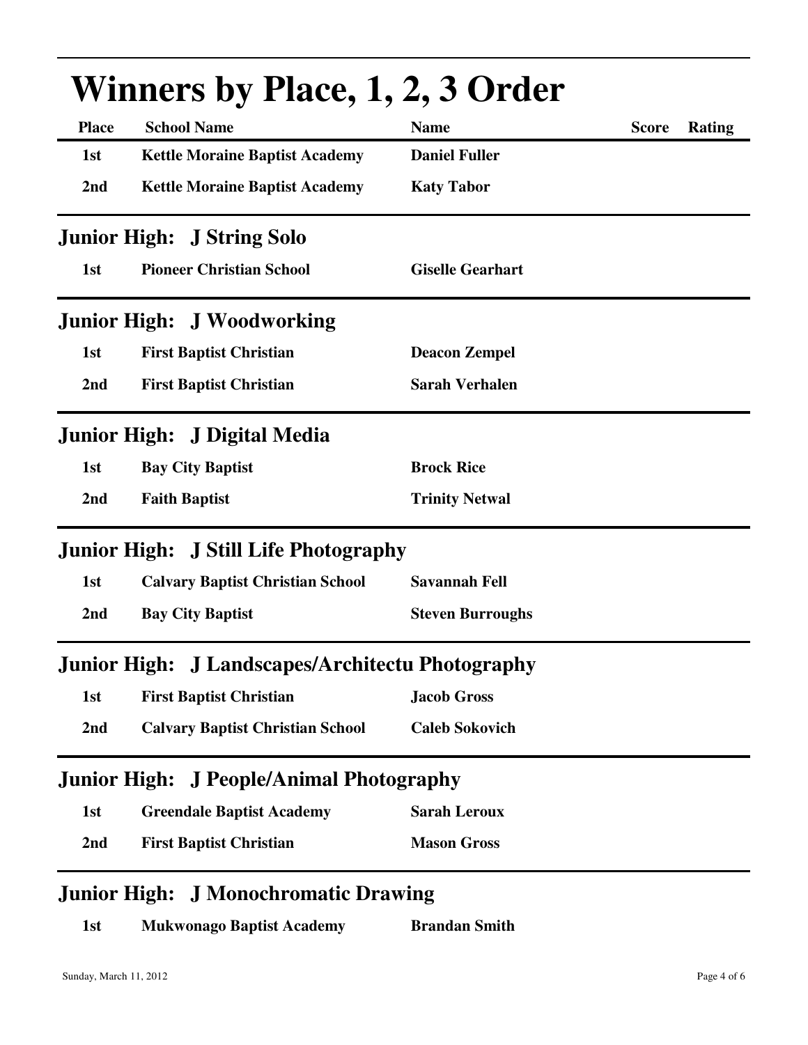# Winners by Place, 1, 2, 3 Order

| Place | School Name | Name | Score | Rating |
|---|---|---|---|---|
| 1st | Kettle Moraine Baptist Academy | Daniel Fuller | | |
| 2nd | Kettle Moraine Baptist Academy | Katy Tabor | | |

## Junior High: J String Solo

| | | | | |
|---|---|---|---|---|
| 1st | Pioneer Christian School | Giselle Gearhart | | |

## Junior High: J Woodworking

| | | | | |
|---|---|---|---|---|
| 1st | First Baptist Christian | Deacon Zempel | | |
| 2nd | First Baptist Christian | Sarah Verhalen | | |

## Junior High: J Digital Media

| | | | | |
|---|---|---|---|---|
| 1st | Bay City Baptist | Brock Rice | | |
| 2nd | Faith Baptist | Trinity Netwal | | |

## Junior High: J Still Life Photography

| | | | | |
|---|---|---|---|---|
| 1st | Calvary Baptist Christian School | Savannah Fell | | |
| 2nd | Bay City Baptist | Steven Burroughs | | |

## Junior High: J Landscapes/Architectu Photography

| | | | | |
|---|---|---|---|---|
| 1st | First Baptist Christian | Jacob Gross | | |
| 2nd | Calvary Baptist Christian School | Caleb Sokovich | | |

## Junior High: J People/Animal Photography

| | | | | |
|---|---|---|---|---|
| 1st | Greendale Baptist Academy | Sarah Leroux | | |
| 2nd | First Baptist Christian | Mason Gross | | |

## Junior High: J Monochromatic Drawing

| | | | | |
|---|---|---|---|---|
| 1st | Mukwonago Baptist Academy | Brandan Smith | | |

Sunday, March 11, 2012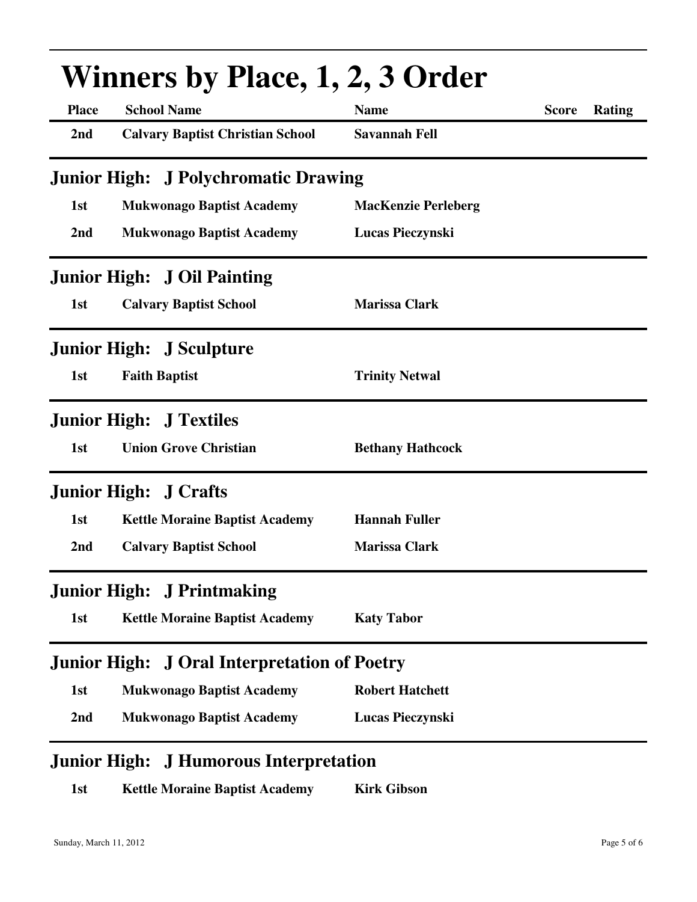# Winners by Place, 1, 2, 3 Order

| Place | School Name | Name | Score | Rating |
|---|---|---|---|---|
| 2nd | Calvary Baptist Christian School | Savannah Fell | | |

## Junior High: J Polychromatic Drawing

| Place | School Name | Name | Score | Rating |
|---|---|---|---|---|
| 1st | Mukwonago Baptist Academy | MacKenzie Perleberg | | |
| 2nd | Mukwonago Baptist Academy | Lucas Pieczynski | | |

## Junior High: J Oil Painting

| Place | School Name | Name | Score | Rating |
|---|---|---|---|---|
| 1st | Calvary Baptist School | Marissa Clark | | |

## Junior High: J Sculpture

| Place | School Name | Name | Score | Rating |
|---|---|---|---|---|
| 1st | Faith Baptist | Trinity Netwal | | |

## Junior High: J Textiles

| Place | School Name | Name | Score | Rating |
|---|---|---|---|---|
| 1st | Union Grove Christian | Bethany Hathcock | | |

## Junior High: J Crafts

| Place | School Name | Name | Score | Rating |
|---|---|---|---|---|
| 1st | Kettle Moraine Baptist Academy | Hannah Fuller | | |
| 2nd | Calvary Baptist School | Marissa Clark | | |

## Junior High: J Printmaking

| Place | School Name | Name | Score | Rating |
|---|---|---|---|---|
| 1st | Kettle Moraine Baptist Academy | Katy Tabor | | |

## Junior High: J Oral Interpretation of Poetry

| Place | School Name | Name | Score | Rating |
|---|---|---|---|---|
| 1st | Mukwonago Baptist Academy | Robert Hatchett | | |
| 2nd | Mukwonago Baptist Academy | Lucas Pieczynski | | |

## Junior High: J Humorous Interpretation

| Place | School Name | Name | Score | Rating |
|---|---|---|---|---|
| 1st | Kettle Moraine Baptist Academy | Kirk Gibson | | |

Sunday, March 11, 2012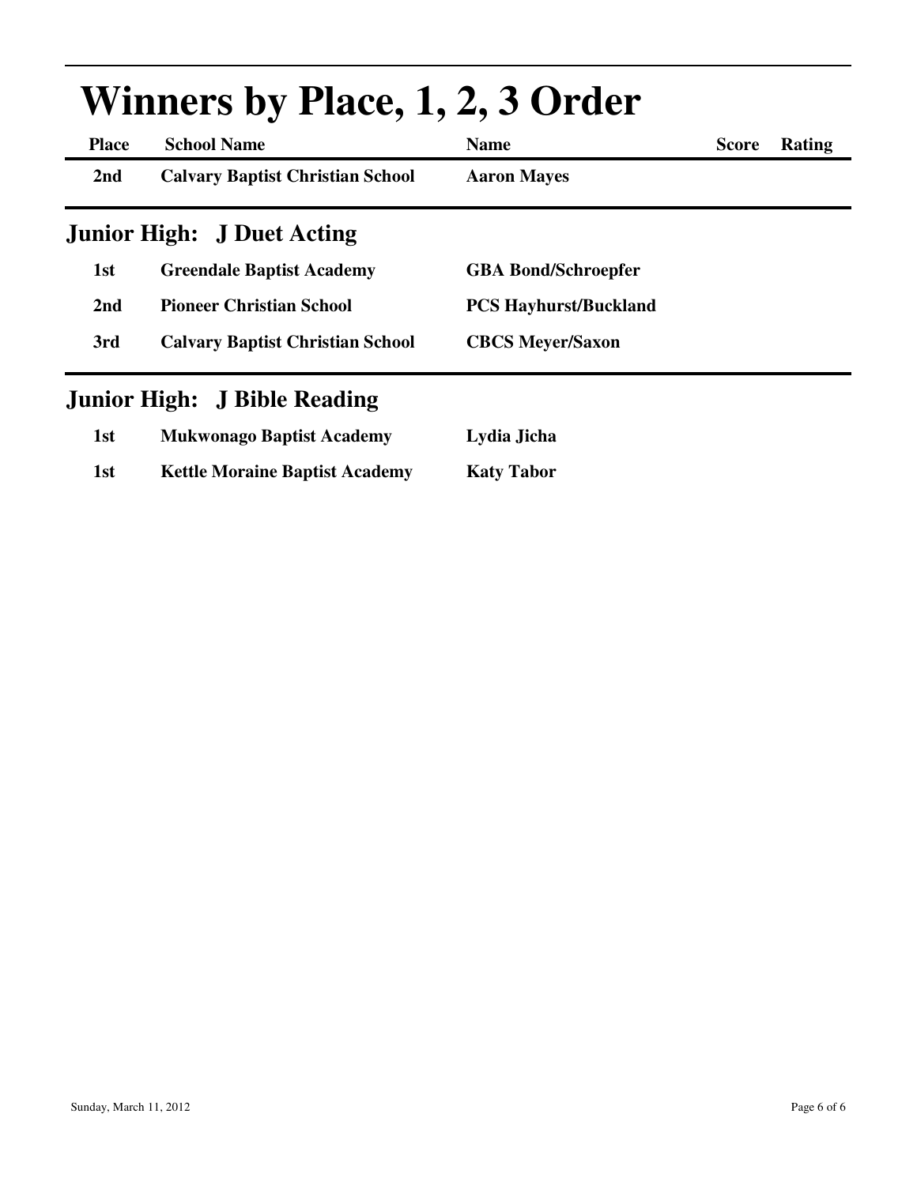# Winners by Place, 1, 2, 3 Order

| Place | School Name | Name | Score | Rating |
|---|---|---|---|---|
| 2nd | Calvary Baptist Christian School | Aaron Mayes | | |

## Junior High: J Duet Acting

| Place | School Name | Name | Score | Rating |
|---|---|---|---|---|
| 1st | Greendale Baptist Academy | GBA Bond/Schroepfer | | |
| 2nd | Pioneer Christian School | PCS Hayhurst/Buckland | | |
| 3rd | Calvary Baptist Christian School | CBCS Meyer/Saxon | | |

## Junior High: J Bible Reading

| Place | School Name | Name | Score | Rating |
|---|---|---|---|---|
| 1st | Mukwonago Baptist Academy | Lydia Jicha | | |
| 1st | Kettle Moraine Baptist Academy | Katy Tabor | | |

Sunday, March 11, 2012